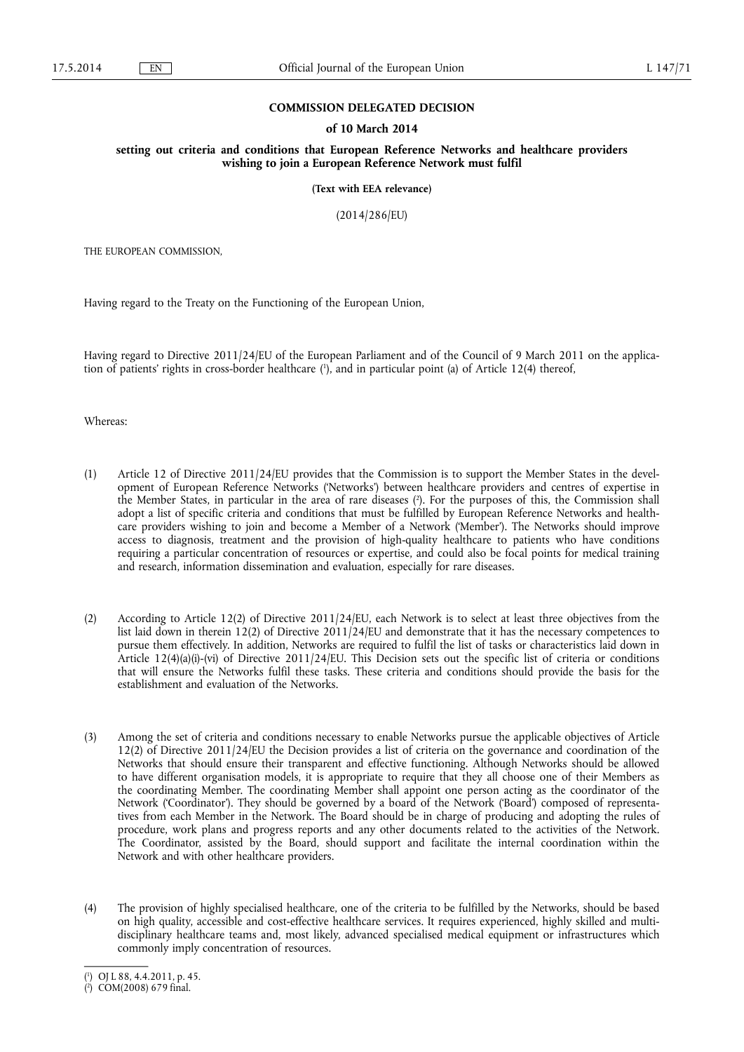**COMMISSION DELEGATED DECISION**

**of 10 March 2014**

**setting out criteria and conditions that European Reference Networks and healthcare providers wishing to join a European Reference Network must fulfil**

**(Text with EEA relevance)**

(2014/286/EU)

THE EUROPEAN COMMISSION,

Having regard to the Treaty on the Functioning of the European Union,

Having regard to Directive 2011/24/EU of the European Parliament and of the Council of 9 March 2011 on the application of patients' rights in cross-border healthcare [1], and in particular point (a) of Article 12(4) thereof,

Whereas:

(1) Article 12 of Directive 2011/24/EU provides that the Commission is to support the Member States in the development of European Reference Networks ('Networks') between healthcare providers and centres of expertise in the Member States, in particular in the area of rare diseases [2]. For the purposes of this, the Commission shall adopt a list of specific criteria and conditions that must be fulfilled by European Reference Networks and healthcare providers wishing to join and become a Member of a Network ('Member'). The Networks should improve access to diagnosis, treatment and the provision of high-quality healthcare to patients who have conditions requiring a particular concentration of resources or expertise, and could also be focal points for medical training and research, information dissemination and evaluation, especially for rare diseases.

(2) According to Article 12(2) of Directive 2011/24/EU, each Network is to select at least three objectives from the list laid down in therein 12(2) of Directive 2011/24/EU and demonstrate that it has the necessary competences to pursue them effectively. In addition, Networks are required to fulfil the list of tasks or characteristics laid down in Article 12(4)(a)(i)-(vi) of Directive 2011/24/EU. This Decision sets out the specific list of criteria or conditions that will ensure the Networks fulfil these tasks. These criteria and conditions should provide the basis for the establishment and evaluation of the Networks.

(3) Among the set of criteria and conditions necessary to enable Networks pursue the applicable objectives of Article 12(2) of Directive 2011/24/EU the Decision provides a list of criteria on the governance and coordination of the Networks that should ensure their transparent and effective functioning. Although Networks should be allowed to have different organisation models, it is appropriate to require that they all choose one of their Members as the coordinating Member. The coordinating Member shall appoint one person acting as the coordinator of the Network ('Coordinator'). They should be governed by a board of the Network ('Board') composed of representatives from each Member in the Network. The Board should be in charge of producing and adopting the rules of procedure, work plans and progress reports and any other documents related to the activities of the Network. The Coordinator, assisted by the Board, should support and facilitate the internal coordination within the Network and with other healthcare providers.

(4) The provision of highly specialised healthcare, one of the criteria to be fulfilled by the Networks, should be based on high quality, accessible and cost-effective healthcare services. It requires experienced, highly skilled and multidisciplinary healthcare teams and, most likely, advanced specialised medical equipment or infrastructures which commonly imply concentration of resources.

---

[1] OJ L 88, 4.4.2011, p. 45.

[2] COM(2008) 679 final.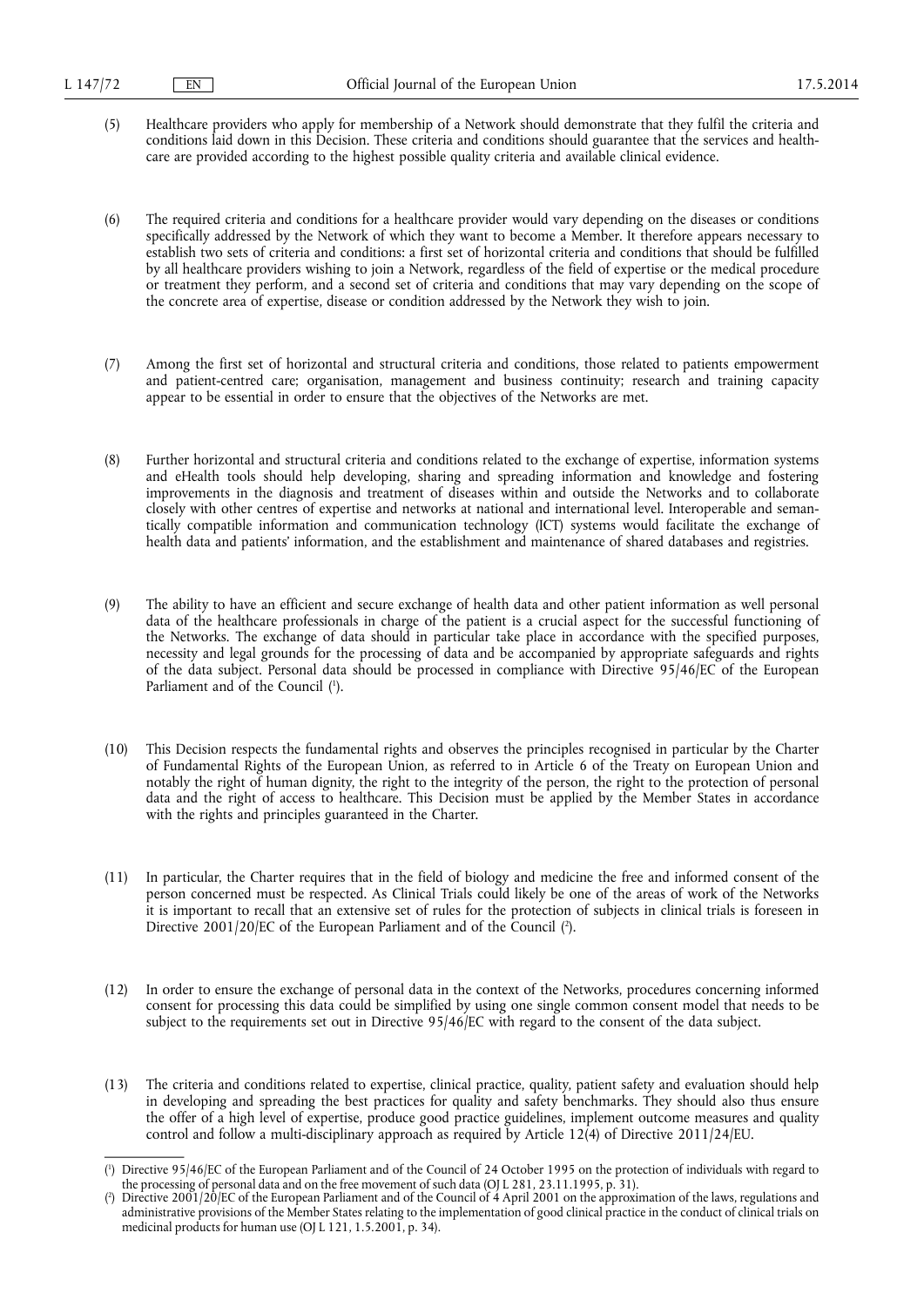(5) Healthcare providers who apply for membership of a Network should demonstrate that they fulfil the criteria and conditions laid down in this Decision. These criteria and conditions should guarantee that the services and healthcare are provided according to the highest possible quality criteria and available clinical evidence.

(6) The required criteria and conditions for a healthcare provider would vary depending on the diseases or conditions specifically addressed by the Network of which they want to become a Member. It therefore appears necessary to establish two sets of criteria and conditions: a first set of horizontal criteria and conditions that should be fulfilled by all healthcare providers wishing to join a Network, regardless of the field of expertise or the medical procedure or treatment they perform, and a second set of criteria and conditions that may vary depending on the scope of the concrete area of expertise, disease or condition addressed by the Network they wish to join.

(7) Among the first set of horizontal and structural criteria and conditions, those related to patients empowerment and patient-centred care; organisation, management and business continuity; research and training capacity appear to be essential in order to ensure that the objectives of the Networks are met.

(8) Further horizontal and structural criteria and conditions related to the exchange of expertise, information systems and eHealth tools should help developing, sharing and spreading information and knowledge and fostering improvements in the diagnosis and treatment of diseases within and outside the Networks and to collaborate closely with other centres of expertise and networks at national and international level. Interoperable and semantically compatible information and communication technology (ICT) systems would facilitate the exchange of health data and patients' information, and the establishment and maintenance of shared databases and registries.

(9) The ability to have an efficient and secure exchange of health data and other patient information as well personal data of the healthcare professionals in charge of the patient is a crucial aspect for the successful functioning of the Networks. The exchange of data should in particular take place in accordance with the specified purposes, necessity and legal grounds for the processing of data and be accompanied by appropriate safeguards and rights of the data subject. Personal data should be processed in compliance with Directive 95/46/EC of the European Parliament and of the Council [1].

(10) This Decision respects the fundamental rights and observes the principles recognised in particular by the Charter of Fundamental Rights of the European Union, as referred to in Article 6 of the Treaty on European Union and notably the right of human dignity, the right to the integrity of the person, the right to the protection of personal data and the right of access to healthcare. This Decision must be applied by the Member States in accordance with the rights and principles guaranteed in the Charter.

(11) In particular, the Charter requires that in the field of biology and medicine the free and informed consent of the person concerned must be respected. As Clinical Trials could likely be one of the areas of work of the Networks it is important to recall that an extensive set of rules for the protection of subjects in clinical trials is foreseen in Directive 2001/20/EC of the European Parliament and of the Council [2].

(12) In order to ensure the exchange of personal data in the context of the Networks, procedures concerning informed consent for processing this data could be simplified by using one single common consent model that needs to be subject to the requirements set out in Directive 95/46/EC with regard to the consent of the data subject.

(13) The criteria and conditions related to expertise, clinical practice, quality, patient safety and evaluation should help in developing and spreading the best practices for quality and safety benchmarks. They should also thus ensure the offer of a high level of expertise, produce good practice guidelines, implement outcome measures and quality control and follow a multi-disciplinary approach as required by Article 12(4) of Directive 2011/24/EU.

---

[1] Directive 95/46/EC of the European Parliament and of the Council of 24 October 1995 on the protection of individuals with regard to the processing of personal data and on the free movement of such data (OJ L 281, 23.11.1995, p. 31).

[2] Directive 2001/20/EC of the European Parliament and of the Council of 4 April 2001 on the approximation of the laws, regulations and administrative provisions of the Member States relating to the implementation of good clinical practice in the conduct of clinical trials on medicinal products for human use (OJ L 121, 1.5.2001, p. 34).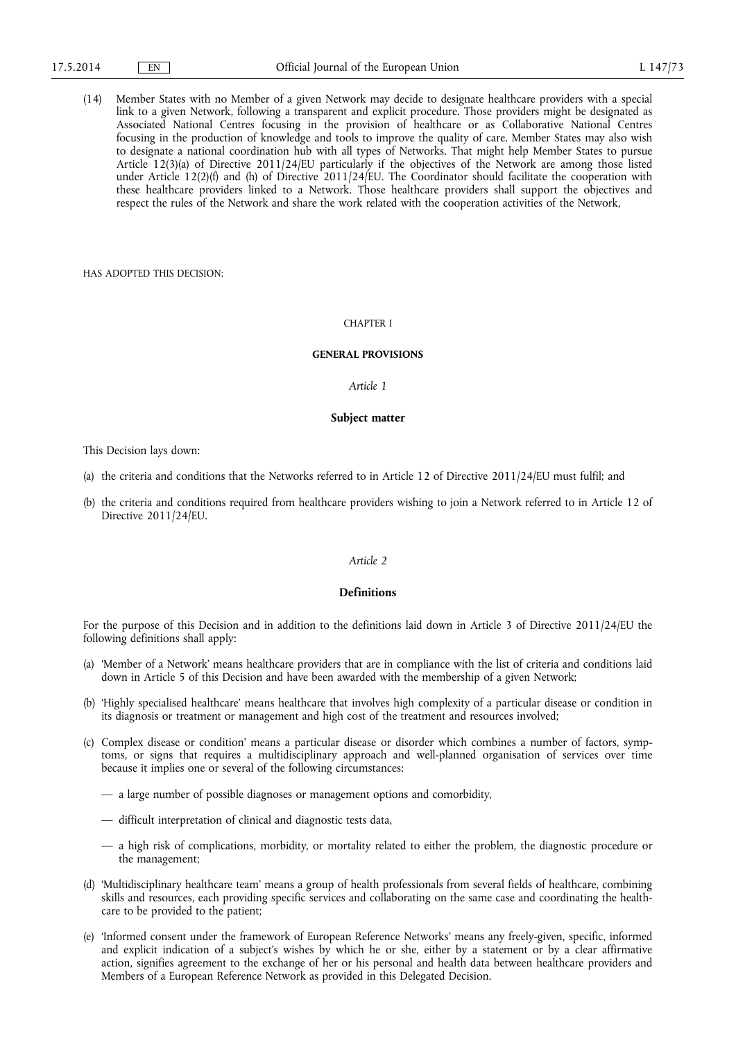(14) Member States with no Member of a given Network may decide to designate healthcare providers with a special link to a given Network, following a transparent and explicit procedure. Those providers might be designated as Associated National Centres focusing in the provision of healthcare or as Collaborative National Centres focusing in the production of knowledge and tools to improve the quality of care. Member States may also wish to designate a national coordination hub with all types of Networks. That might help Member States to pursue Article 12(3)(a) of Directive 2011/24/EU particularly if the objectives of the Network are among those listed under Article 12(2)(f) and (h) of Directive 2011/24/EU. The Coordinator should facilitate the cooperation with these healthcare providers linked to a Network. Those healthcare providers shall support the objectives and respect the rules of the Network and share the work related with the cooperation activities of the Network,

HAS ADOPTED THIS DECISION:

CHAPTER I

## GENERAL PROVISIONS

*Article 1*

### Subject matter

This Decision lays down:

(a) the criteria and conditions that the Networks referred to in Article 12 of Directive 2011/24/EU must fulfil; and

(b) the criteria and conditions required from healthcare providers wishing to join a Network referred to in Article 12 of Directive 2011/24/EU.

*Article 2*

### Definitions

For the purpose of this Decision and in addition to the definitions laid down in Article 3 of Directive 2011/24/EU the following definitions shall apply:

(a) 'Member of a Network' means healthcare providers that are in compliance with the list of criteria and conditions laid down in Article 5 of this Decision and have been awarded with the membership of a given Network;

(b) 'Highly specialised healthcare' means healthcare that involves high complexity of a particular disease or condition in its diagnosis or treatment or management and high cost of the treatment and resources involved;

(c) Complex disease or condition' means a particular disease or disorder which combines a number of factors, symptoms, or signs that requires a multidisciplinary approach and well-planned organisation of services over time because it implies one or several of the following circumstances:

— a large number of possible diagnoses or management options and comorbidity,

— difficult interpretation of clinical and diagnostic tests data,

— a high risk of complications, morbidity, or mortality related to either the problem, the diagnostic procedure or the management;

(d) 'Multidisciplinary healthcare team' means a group of health professionals from several fields of healthcare, combining skills and resources, each providing specific services and collaborating on the same case and coordinating the healthcare to be provided to the patient;

(e) 'Informed consent under the framework of European Reference Networks' means any freely-given, specific, informed and explicit indication of a subject's wishes by which he or she, either by a statement or by a clear affirmative action, signifies agreement to the exchange of her or his personal and health data between healthcare providers and Members of a European Reference Network as provided in this Delegated Decision.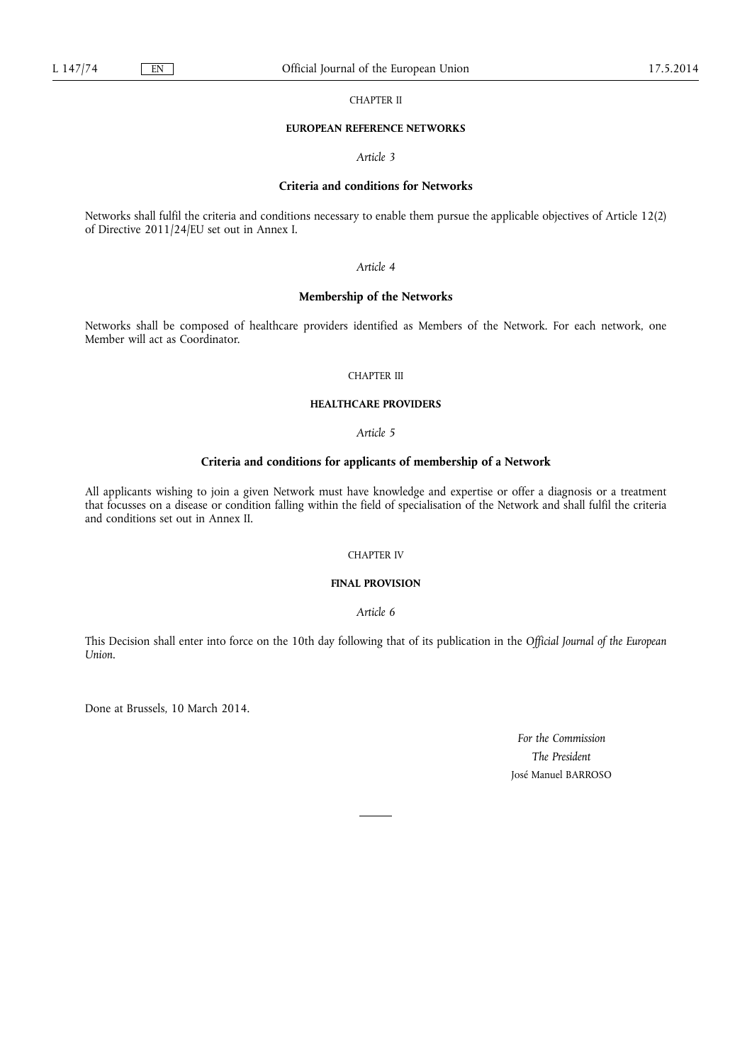## CHAPTER II

### EUROPEAN REFERENCE NETWORKS

*Article 3*

**Criteria and conditions for Networks**

Networks shall fulfil the criteria and conditions necessary to enable them pursue the applicable objectives of Article 12(2) of Directive 2011/24/EU set out in Annex I.

*Article 4*

**Membership of the Networks**

Networks shall be composed of healthcare providers identified as Members of the Network. For each network, one Member will act as Coordinator.

## CHAPTER III

### HEALTHCARE PROVIDERS

*Article 5*

**Criteria and conditions for applicants of membership of a Network**

All applicants wishing to join a given Network must have knowledge and expertise or offer a diagnosis or a treatment that focusses on a disease or condition falling within the field of specialisation of the Network and shall fulfil the criteria and conditions set out in Annex II.

## CHAPTER IV

### FINAL PROVISION

*Article 6*

This Decision shall enter into force on the 10th day following that of its publication in the *Official Journal of the European Union*.

Done at Brussels, 10 March 2014.

*For the Commission*

*The President*

José Manuel BARROSO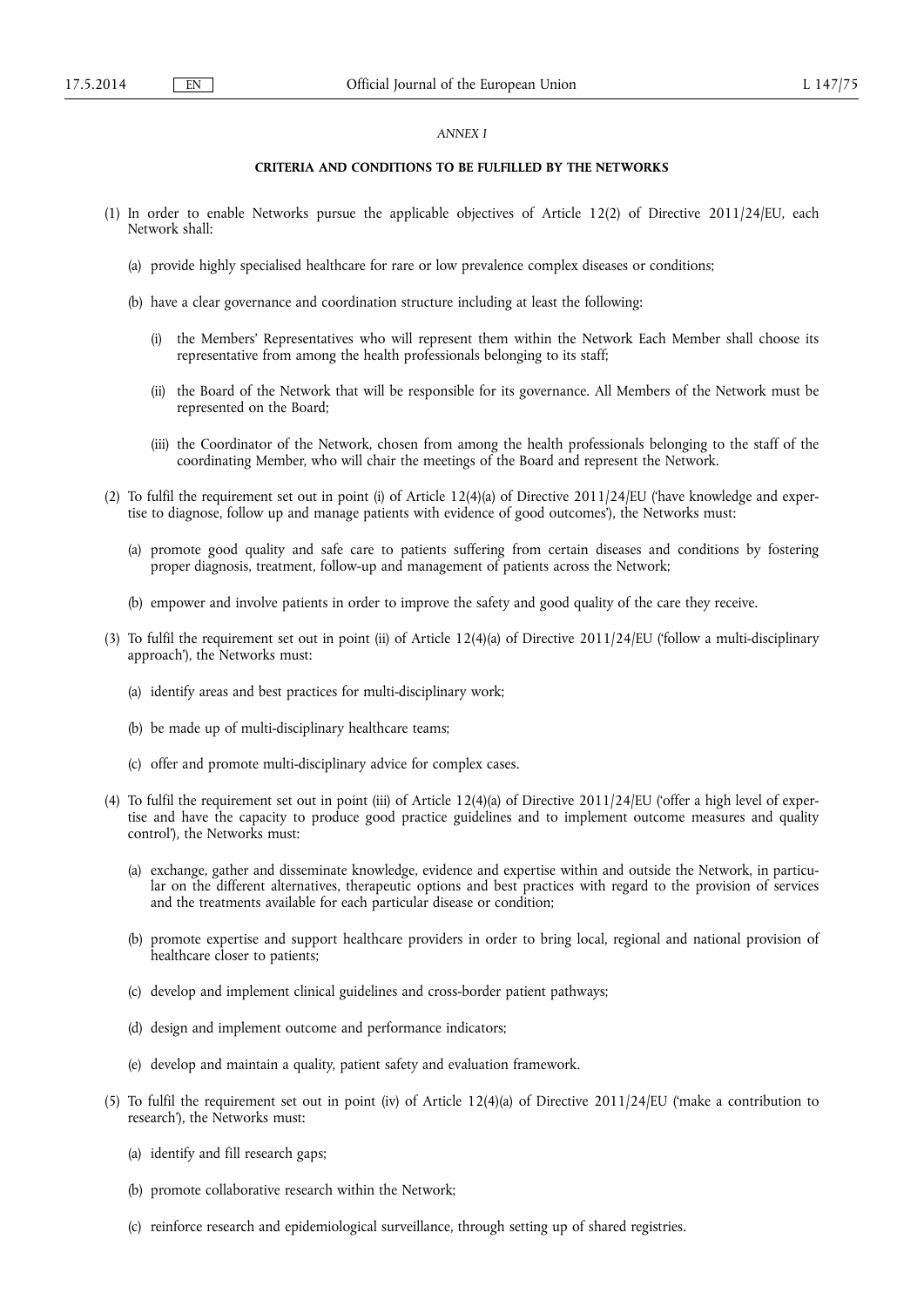*ANNEX I*

**CRITERIA AND CONDITIONS TO BE FULFILLED BY THE NETWORKS**

(1) In order to enable Networks pursue the applicable objectives of Article 12(2) of Directive 2011/24/EU, each Network shall:

(a) provide highly specialised healthcare for rare or low prevalence complex diseases or conditions;

(b) have a clear governance and coordination structure including at least the following:

(i) the Members' Representatives who will represent them within the Network Each Member shall choose its representative from among the health professionals belonging to its staff;

(ii) the Board of the Network that will be responsible for its governance. All Members of the Network must be represented on the Board;

(iii) the Coordinator of the Network, chosen from among the health professionals belonging to the staff of the coordinating Member, who will chair the meetings of the Board and represent the Network.

(2) To fulfil the requirement set out in point (i) of Article 12(4)(a) of Directive 2011/24/EU ('have knowledge and expertise to diagnose, follow up and manage patients with evidence of good outcomes'), the Networks must:

(a) promote good quality and safe care to patients suffering from certain diseases and conditions by fostering proper diagnosis, treatment, follow-up and management of patients across the Network;

(b) empower and involve patients in order to improve the safety and good quality of the care they receive.

(3) To fulfil the requirement set out in point (ii) of Article 12(4)(a) of Directive 2011/24/EU ('follow a multi-disciplinary approach'), the Networks must:

(a) identify areas and best practices for multi-disciplinary work;

(b) be made up of multi-disciplinary healthcare teams;

(c) offer and promote multi-disciplinary advice for complex cases.

(4) To fulfil the requirement set out in point (iii) of Article 12(4)(a) of Directive 2011/24/EU ('offer a high level of expertise and have the capacity to produce good practice guidelines and to implement outcome measures and quality control'), the Networks must:

(a) exchange, gather and disseminate knowledge, evidence and expertise within and outside the Network, in particular on the different alternatives, therapeutic options and best practices with regard to the provision of services and the treatments available for each particular disease or condition;

(b) promote expertise and support healthcare providers in order to bring local, regional and national provision of healthcare closer to patients;

(c) develop and implement clinical guidelines and cross-border patient pathways;

(d) design and implement outcome and performance indicators;

(e) develop and maintain a quality, patient safety and evaluation framework.

(5) To fulfil the requirement set out in point (iv) of Article 12(4)(a) of Directive 2011/24/EU ('make a contribution to research'), the Networks must:

(a) identify and fill research gaps;

(b) promote collaborative research within the Network;

(c) reinforce research and epidemiological surveillance, through setting up of shared registries.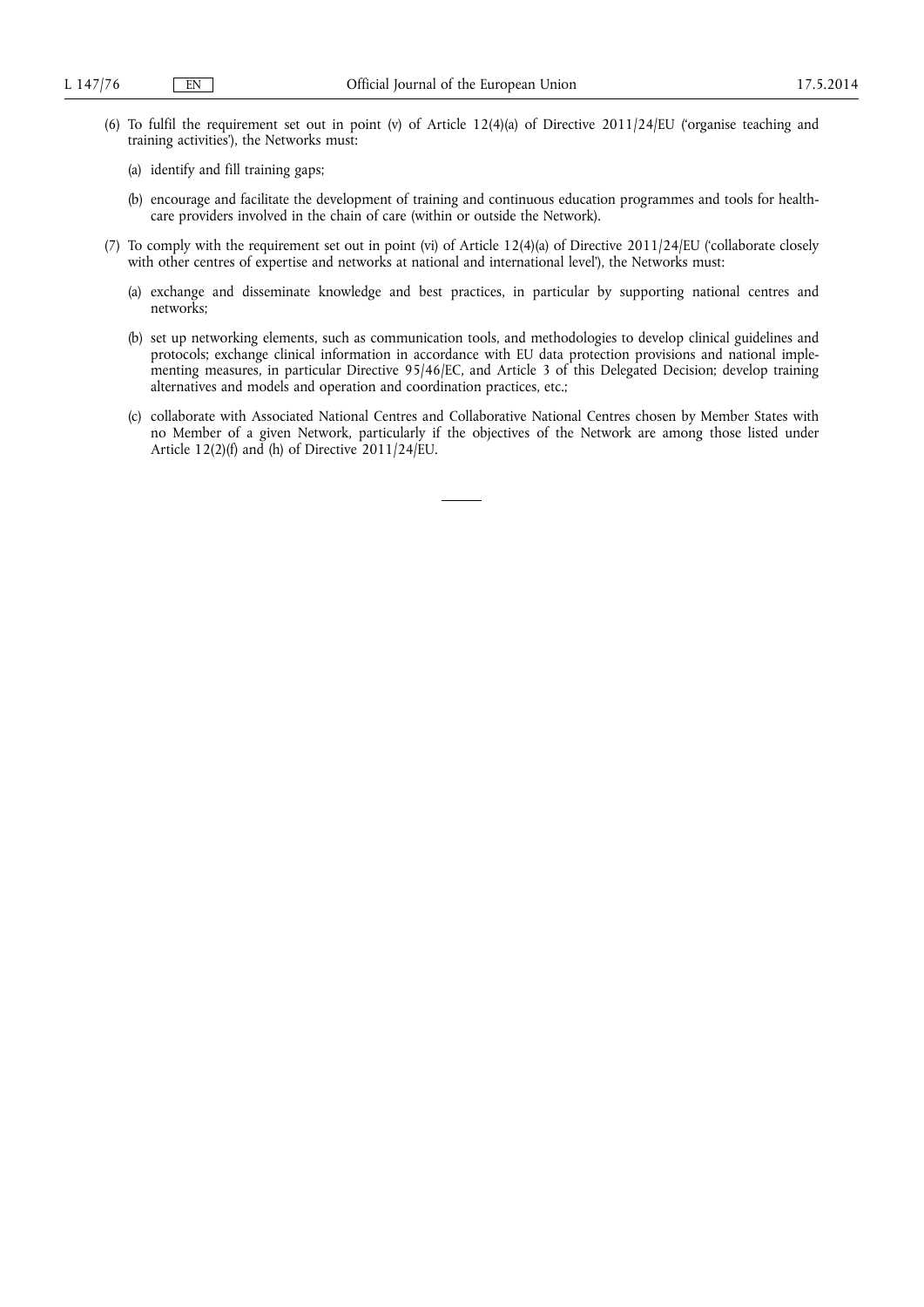(6) To fulfil the requirement set out in point (v) of Article 12(4)(a) of Directive 2011/24/EU ('organise teaching and training activities'), the Networks must:

(a) identify and fill training gaps;

(b) encourage and facilitate the development of training and continuous education programmes and tools for health-care providers involved in the chain of care (within or outside the Network).

(7) To comply with the requirement set out in point (vi) of Article 12(4)(a) of Directive 2011/24/EU ('collaborate closely with other centres of expertise and networks at national and international level'), the Networks must:

(a) exchange and disseminate knowledge and best practices, in particular by supporting national centres and networks;

(b) set up networking elements, such as communication tools, and methodologies to develop clinical guidelines and protocols; exchange clinical information in accordance with EU data protection provisions and national implementing measures, in particular Directive 95/46/EC, and Article 3 of this Delegated Decision; develop training alternatives and models and operation and coordination practices, etc.;

(c) collaborate with Associated National Centres and Collaborative National Centres chosen by Member States with no Member of a given Network, particularly if the objectives of the Network are among those listed under Article 12(2)(f) and (h) of Directive 2011/24/EU.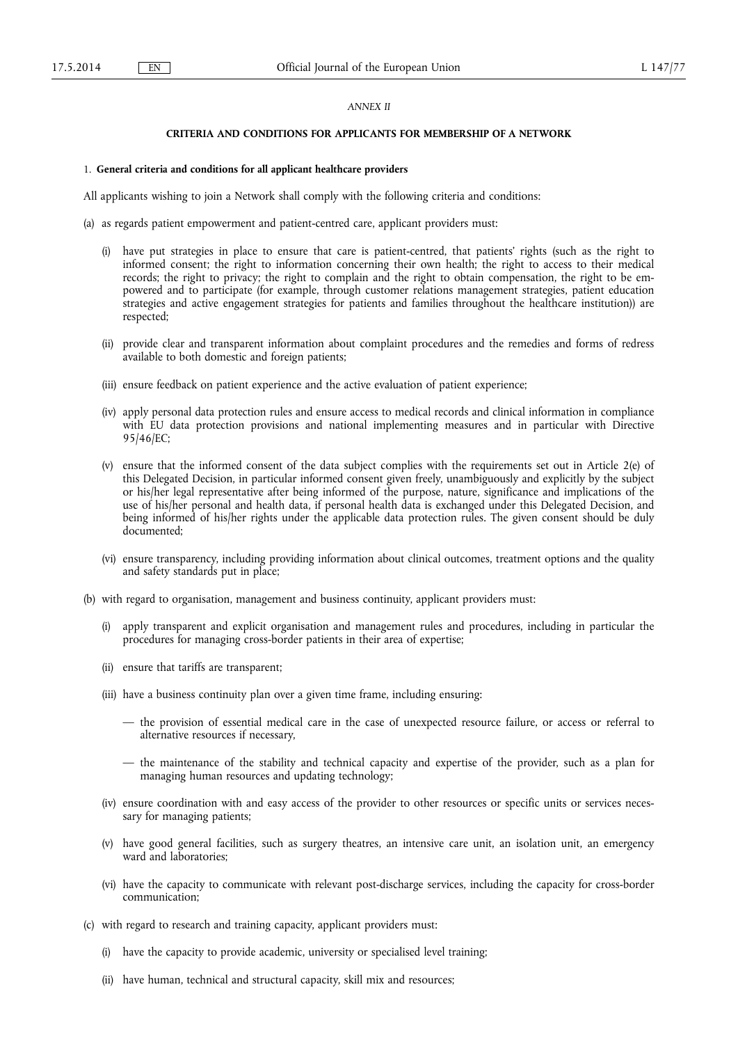*ANNEX II*

**CRITERIA AND CONDITIONS FOR APPLICANTS FOR MEMBERSHIP OF A NETWORK**

1. **General criteria and conditions for all applicant healthcare providers**

All applicants wishing to join a Network shall comply with the following criteria and conditions:

(a) as regards patient empowerment and patient-centred care, applicant providers must:

 (i) have put strategies in place to ensure that care is patient-centred, that patients' rights (such as the right to informed consent; the right to information concerning their own health; the right to access to their medical records; the right to privacy; the right to complain and the right to obtain compensation, the right to be empowered and to participate (for example, through customer relations management strategies, patient education strategies and active engagement strategies for patients and families throughout the healthcare institution)) are respected;

 (ii) provide clear and transparent information about complaint procedures and the remedies and forms of redress available to both domestic and foreign patients;

 (iii) ensure feedback on patient experience and the active evaluation of patient experience;

 (iv) apply personal data protection rules and ensure access to medical records and clinical information in compliance with EU data protection provisions and national implementing measures and in particular with Directive 95/46/EC;

 (v) ensure that the informed consent of the data subject complies with the requirements set out in Article 2(e) of this Delegated Decision, in particular informed consent given freely, unambiguously and explicitly by the subject or his/her legal representative after being informed of the purpose, nature, significance and implications of the use of his/her personal and health data, if personal health data is exchanged under this Delegated Decision, and being informed of his/her rights under the applicable data protection rules. The given consent should be duly documented;

 (vi) ensure transparency, including providing information about clinical outcomes, treatment options and the quality and safety standards put in place;

(b) with regard to organisation, management and business continuity, applicant providers must:

 (i) apply transparent and explicit organisation and management rules and procedures, including in particular the procedures for managing cross-border patients in their area of expertise;

 (ii) ensure that tariffs are transparent;

 (iii) have a business continuity plan over a given time frame, including ensuring:

 — the provision of essential medical care in the case of unexpected resource failure, or access or referral to alternative resources if necessary,

 — the maintenance of the stability and technical capacity and expertise of the provider, such as a plan for managing human resources and updating technology;

 (iv) ensure coordination with and easy access of the provider to other resources or specific units or services necessary for managing patients;

 (v) have good general facilities, such as surgery theatres, an intensive care unit, an isolation unit, an emergency ward and laboratories;

 (vi) have the capacity to communicate with relevant post-discharge services, including the capacity for cross-border communication;

(c) with regard to research and training capacity, applicant providers must:

 (i) have the capacity to provide academic, university or specialised level training;

 (ii) have human, technical and structural capacity, skill mix and resources;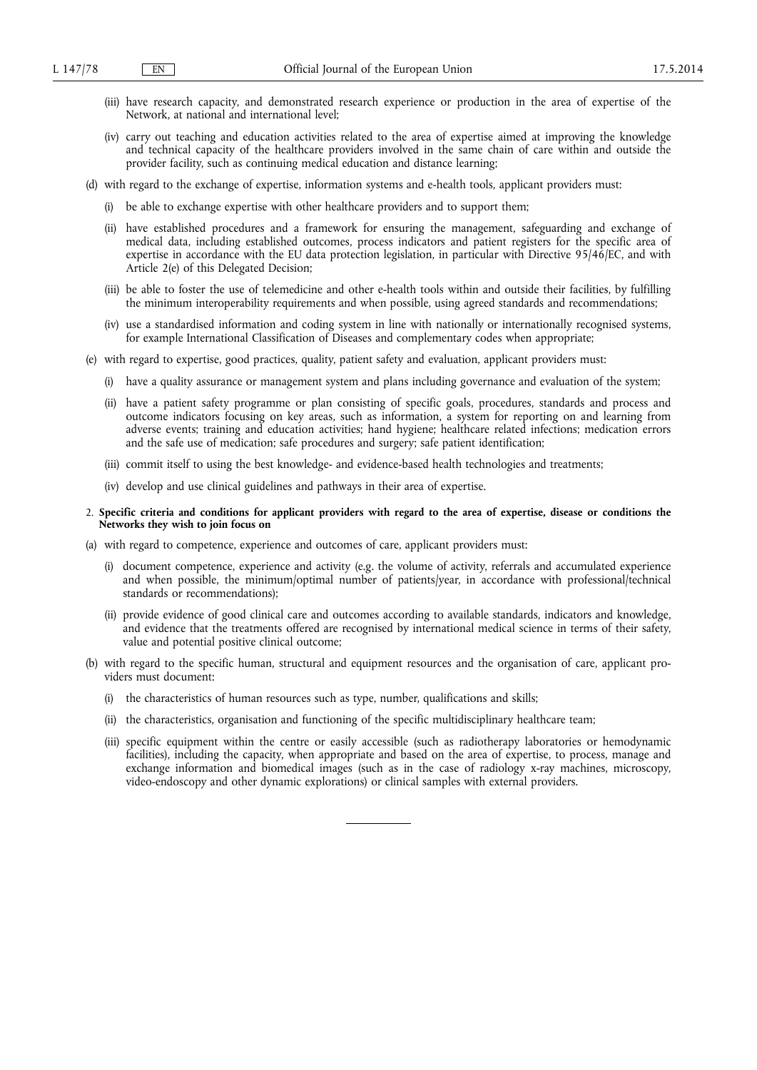(iii) have research capacity, and demonstrated research experience or production in the area of expertise of the Network, at national and international level;

(iv) carry out teaching and education activities related to the area of expertise aimed at improving the knowledge and technical capacity of the healthcare providers involved in the same chain of care within and outside the provider facility, such as continuing medical education and distance learning;

(d) with regard to the exchange of expertise, information systems and e-health tools, applicant providers must:

(i) be able to exchange expertise with other healthcare providers and to support them;

(ii) have established procedures and a framework for ensuring the management, safeguarding and exchange of medical data, including established outcomes, process indicators and patient registers for the specific area of expertise in accordance with the EU data protection legislation, in particular with Directive 95/46/EC, and with Article 2(e) of this Delegated Decision;

(iii) be able to foster the use of telemedicine and other e-health tools within and outside their facilities, by fulfilling the minimum interoperability requirements and when possible, using agreed standards and recommendations;

(iv) use a standardised information and coding system in line with nationally or internationally recognised systems, for example International Classification of Diseases and complementary codes when appropriate;

(e) with regard to expertise, good practices, quality, patient safety and evaluation, applicant providers must:

(i) have a quality assurance or management system and plans including governance and evaluation of the system;

(ii) have a patient safety programme or plan consisting of specific goals, procedures, standards and process and outcome indicators focusing on key areas, such as information, a system for reporting on and learning from adverse events; training and education activities; hand hygiene; healthcare related infections; medication errors and the safe use of medication; safe procedures and surgery; safe patient identification;

(iii) commit itself to using the best knowledge- and evidence-based health technologies and treatments;

(iv) develop and use clinical guidelines and pathways in their area of expertise.

2. **Specific criteria and conditions for applicant providers with regard to the area of expertise, disease or conditions the Networks they wish to join focus on**

(a) with regard to competence, experience and outcomes of care, applicant providers must:

(i) document competence, experience and activity (e.g. the volume of activity, referrals and accumulated experience and when possible, the minimum/optimal number of patients/year, in accordance with professional/technical standards or recommendations);

(ii) provide evidence of good clinical care and outcomes according to available standards, indicators and knowledge, and evidence that the treatments offered are recognised by international medical science in terms of their safety, value and potential positive clinical outcome;

(b) with regard to the specific human, structural and equipment resources and the organisation of care, applicant providers must document:

(i) the characteristics of human resources such as type, number, qualifications and skills;

(ii) the characteristics, organisation and functioning of the specific multidisciplinary healthcare team;

(iii) specific equipment within the centre or easily accessible (such as radiotherapy laboratories or hemodynamic facilities), including the capacity, when appropriate and based on the area of expertise, to process, manage and exchange information and biomedical images (such as in the case of radiology x-ray machines, microscopy, video-endoscopy and other dynamic explorations) or clinical samples with external providers.